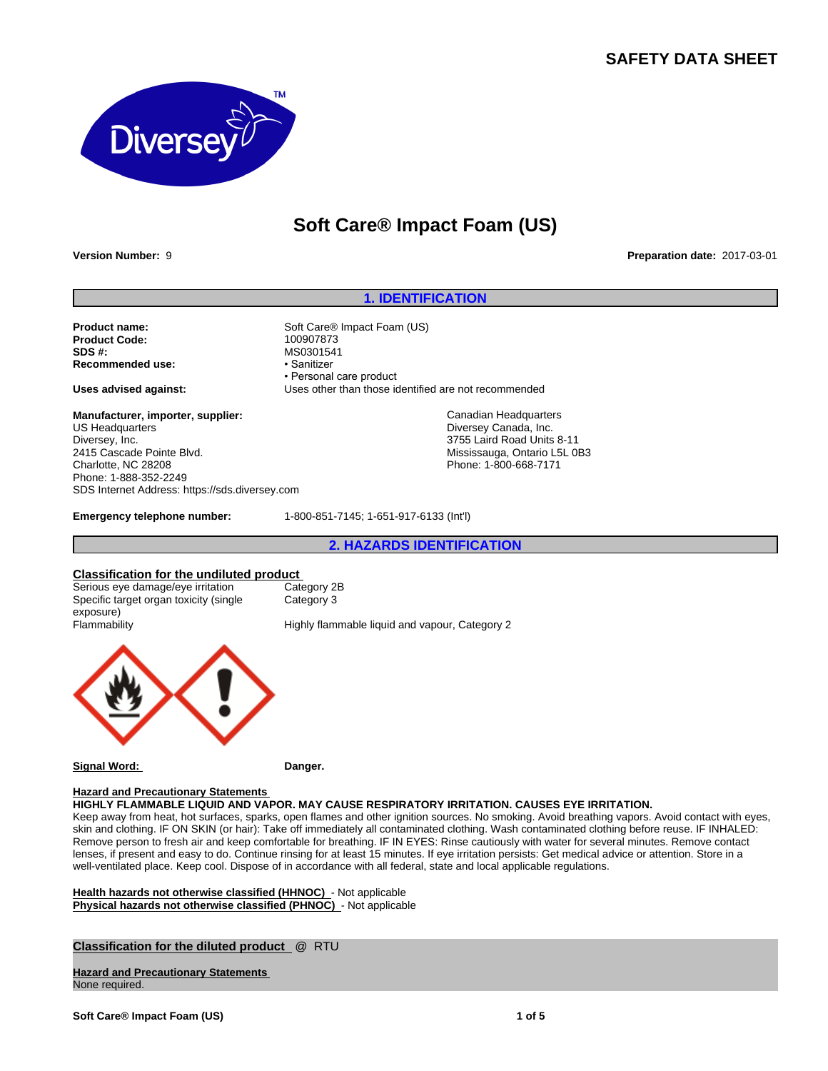# SAFETY DATA SHEET

## Soft Care® Impact Foam (US)

**Version Number:** 9

**Preparation date:** 2017-03-01

## 1. IDENTIFICATION

**Product name:** Soft Care® Impact Foam (US)
**Product Code:** 100907873
**SDS #:** MS0301541
**Recommended use:**
- Sanitizer
- Personal care product

**Uses advised against:** Uses other than those identified are not recommended

**Manufacturer, importer, supplier:**
US Headquarters
Diversey, Inc.
2415 Cascade Pointe Blvd.
Charlotte, NC 28208
Phone: 1-888-352-2249
SDS Internet Address: https://sds.diversey.com

Canadian Headquarters
Diversey Canada, Inc.
3755 Laird Road Units 8-11
Mississauga, Ontario L5L 0B3
Phone: 1-800-668-7171

**Emergency telephone number:** 1-800-851-7145; 1-651-917-6133 (Int'l)

## 2. HAZARDS IDENTIFICATION

**Classification for the undiluted product**

| | |
|---|---|
| Serious eye damage/eye irritation | Category 2B |
| Specific target organ toxicity (single exposure) | Category 3 |
| Flammability | Highly flammable liquid and vapour, Category 2 |

**Signal Word:** **Danger.**

**Hazard and Precautionary Statements**

**HIGHLY FLAMMABLE LIQUID AND VAPOR. MAY CAUSE RESPIRATORY IRRITATION. CAUSES EYE IRRITATION.**
Keep away from heat, hot surfaces, sparks, open flames and other ignition sources. No smoking. Avoid breathing vapors. Avoid contact with eyes, skin and clothing. IF ON SKIN (or hair): Take off immediately all contaminated clothing. Wash contaminated clothing before reuse. IF INHALED: Remove person to fresh air and keep comfortable for breathing. IF IN EYES: Rinse cautiously with water for several minutes. Remove contact lenses, if present and easy to do. Continue rinsing for at least 15 minutes. If eye irritation persists: Get medical advice or attention. Store in a well-ventilated place. Keep cool. Dispose of in accordance with all federal, state and local applicable regulations.

**Health hazards not otherwise classified (HHNOC)** - Not applicable
**Physical hazards not otherwise classified (PHNOC)** - Not applicable

**Classification for the diluted product** @ RTU

**Hazard and Precautionary Statements**
None required.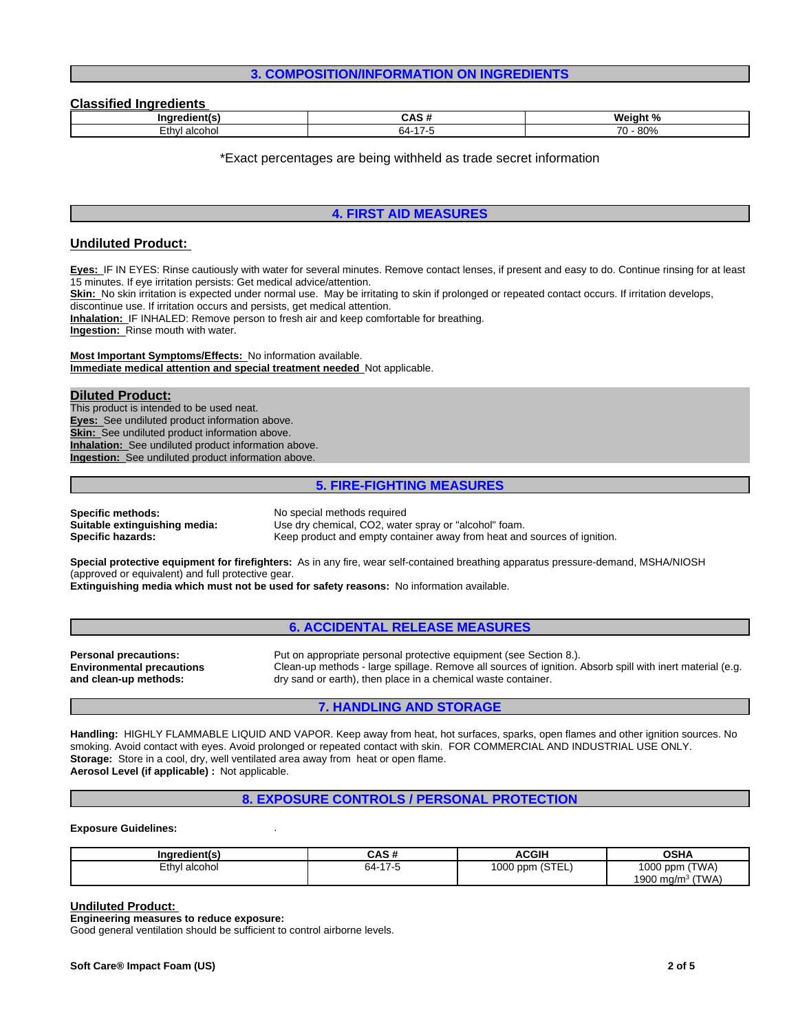## 3. COMPOSITION/INFORMATION ON INGREDIENTS

### Classified Ingredients

| Ingredient(s) | CAS # | Weight % |
|---|---|---|
| Ethyl alcohol | 64-17-5 | 70 - 80% |

*Exact percentages are being withheld as trade secret information

## 4. FIRST AID MEASURES

### Undiluted Product:

**Eyes:** IF IN EYES: Rinse cautiously with water for several minutes. Remove contact lenses, if present and easy to do. Continue rinsing for at least 15 minutes. If eye irritation persists: Get medical advice/attention.
**Skin:** No skin irritation is expected under normal use. May be irritating to skin if prolonged or repeated contact occurs. If irritation develops, discontinue use. If irritation occurs and persists, get medical attention.
**Inhalation:** IF INHALED: Remove person to fresh air and keep comfortable for breathing.
**Ingestion:** Rinse mouth with water.

**Most Important Symptoms/Effects:** No information available.
**Immediate medical attention and special treatment needed** Not applicable.

### Diluted Product:

This product is intended to be used neat.
**Eyes:** See undiluted product information above.
**Skin:** See undiluted product information above.
**Inhalation:** See undiluted product information above.
**Ingestion:** See undiluted product information above.

## 5. FIRE-FIGHTING MEASURES

**Specific methods:** No special methods required
**Suitable extinguishing media:** Use dry chemical, $CO_2$, water spray or "alcohol" foam.
**Specific hazards:** Keep product and empty container away from heat and sources of ignition.

**Special protective equipment for firefighters:** As in any fire, wear self-contained breathing apparatus pressure-demand, MSHA/NIOSH (approved or equivalent) and full protective gear.
**Extinguishing media which must not be used for safety reasons:** No information available.

## 6. ACCIDENTAL RELEASE MEASURES

**Personal precautions:** Put on appropriate personal protective equipment (see Section 8.).
**Environmental precautions and clean-up methods:** Clean-up methods - large spillage. Remove all sources of ignition. Absorb spill with inert material (e.g. dry sand or earth), then place in a chemical waste container.

## 7. HANDLING AND STORAGE

**Handling:** HIGHLY FLAMMABLE LIQUID AND VAPOR. Keep away from heat, hot surfaces, sparks, open flames and other ignition sources. No smoking. Avoid contact with eyes. Avoid prolonged or repeated contact with skin. FOR COMMERCIAL AND INDUSTRIAL USE ONLY.
**Storage:** Store in a cool, dry, well ventilated area away from heat or open flame.
**Aerosol Level (if applicable) :** Not applicable.

## 8. EXPOSURE CONTROLS / PERSONAL PROTECTION

**Exposure Guidelines:** .

| Ingredient(s) | CAS # | ACGIH | OSHA |
|---|---|---|---|
| Ethyl alcohol | 64-17-5 | 1000 ppm (STEL) | 1000 ppm (TWA)<br>1900 mg/m³ (TWA) |

### Undiluted Product:

**Engineering measures to reduce exposure:**
Good general ventilation should be sufficient to control airborne levels.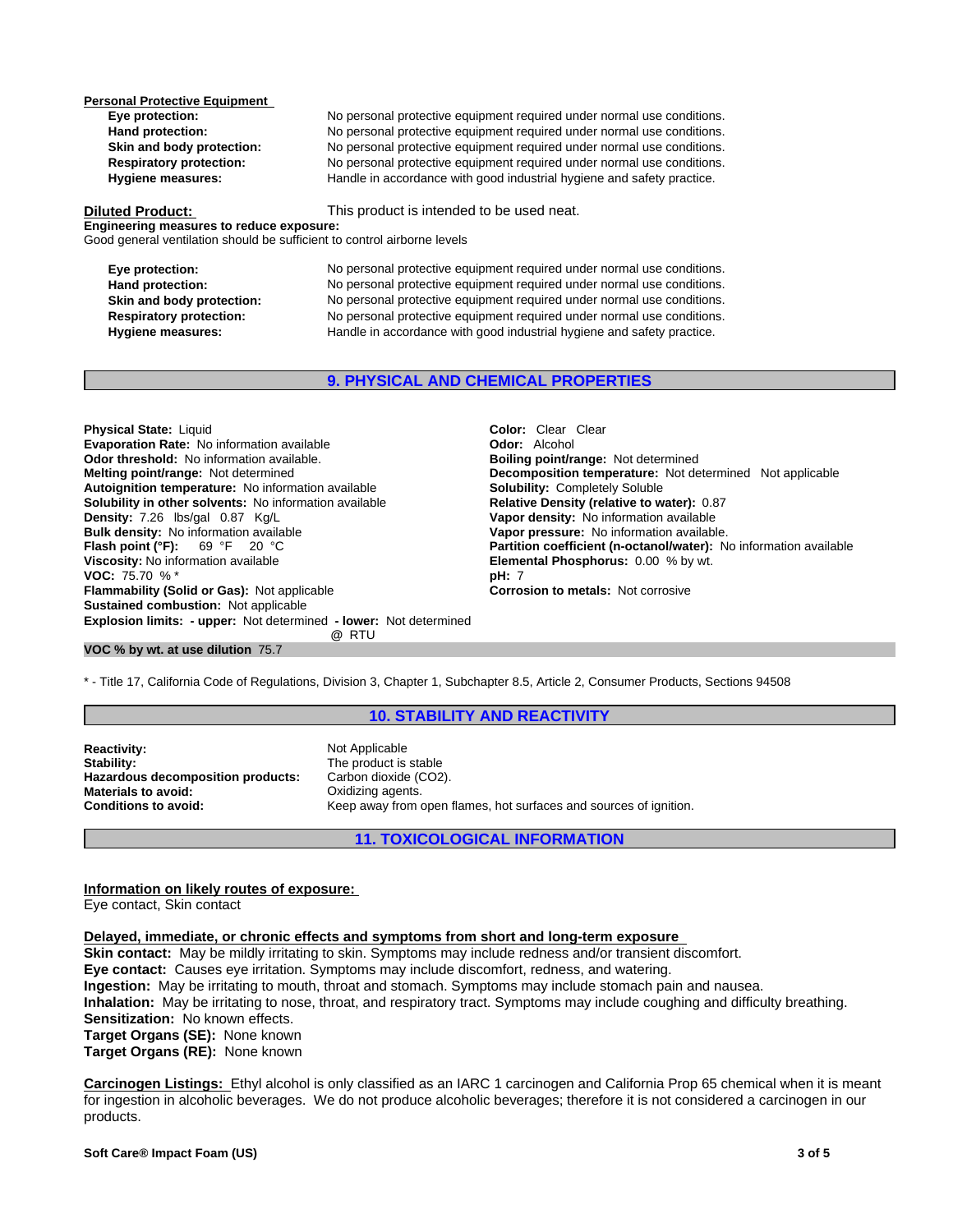**Personal Protective Equipment**

| | |
|---|---|
| **Eye protection:** | No personal protective equipment required under normal use conditions. |
| **Hand protection:** | No personal protective equipment required under normal use conditions. |
| **Skin and body protection:** | No personal protective equipment required under normal use conditions. |
| **Respiratory protection:** | No personal protective equipment required under normal use conditions. |
| **Hygiene measures:** | Handle in accordance with good industrial hygiene and safety practice. |

**Diluted Product:** This product is intended to be used neat.

**Engineering measures to reduce exposure:**
Good general ventilation should be sufficient to control airborne levels

| | |
|---|---|
| **Eye protection:** | No personal protective equipment required under normal use conditions. |
| **Hand protection:** | No personal protective equipment required under normal use conditions. |
| **Skin and body protection:** | No personal protective equipment required under normal use conditions. |
| **Respiratory protection:** | No personal protective equipment required under normal use conditions. |
| **Hygiene measures:** | Handle in accordance with good industrial hygiene and safety practice. |

## 9. PHYSICAL AND CHEMICAL PROPERTIES

**Physical State:** Liquid
**Evaporation Rate:** No information available
**Odor threshold:** No information available.
**Melting point/range:** Not determined
**Autoignition temperature:** No information available
**Solubility in other solvents:** No information available
**Density:** 7.26 lbs/gal 0.87 Kg/L
**Bulk density:** No information available
**Flash point (°F):** 69 °F 20 °C
**Viscosity:** No information available
**VOC:** 75.70 % *
**Flammability (Solid or Gas):** Not applicable
**Sustained combustion:** Not applicable
**Explosion limits: - upper:** Not determined **- lower:** Not determined

**Color:** Clear Clear
**Odor:** Alcohol
**Boiling point/range:** Not determined
**Decomposition temperature:** Not determined Not applicable
**Solubility:** Completely Soluble
**Relative Density (relative to water):** 0.87
**Vapor density:** No information available
**Vapor pressure:** No information available.
**Partition coefficient (n-octanol/water):** No information available
**Elemental Phosphorus:** 0.00 % by wt.
**pH:** 7
**Corrosion to metals:** Not corrosive

@ RTU
**VOC % by wt. at use dilution** 75.7

* - Title 17, California Code of Regulations, Division 3, Chapter 1, Subchapter 8.5, Article 2, Consumer Products, Sections 94508

## 10. STABILITY AND REACTIVITY

| | |
|---|---|
| **Reactivity:** | Not Applicable |
| **Stability:** | The product is stable |
| **Hazardous decomposition products:** | Carbon dioxide ($CO_2$). |
| **Materials to avoid:** | Oxidizing agents. |
| **Conditions to avoid:** | Keep away from open flames, hot surfaces and sources of ignition. |

## 11. TOXICOLOGICAL INFORMATION

**Information on likely routes of exposure:**
Eye contact, Skin contact

**Delayed, immediate, or chronic effects and symptoms from short and long-term exposure**
**Skin contact:** May be mildly irritating to skin. Symptoms may include redness and/or transient discomfort.
**Eye contact:** Causes eye irritation. Symptoms may include discomfort, redness, and watering.
**Ingestion:** May be irritating to mouth, throat and stomach. Symptoms may include stomach pain and nausea.
**Inhalation:** May be irritating to nose, throat, and respiratory tract. Symptoms may include coughing and difficulty breathing.
**Sensitization:** No known effects.
**Target Organs (SE):** None known
**Target Organs (RE):** None known

**Carcinogen Listings:** Ethyl alcohol is only classified as an IARC 1 carcinogen and California Prop 65 chemical when it is meant for ingestion in alcoholic beverages. We do not produce alcoholic beverages; therefore it is not considered a carcinogen in our products.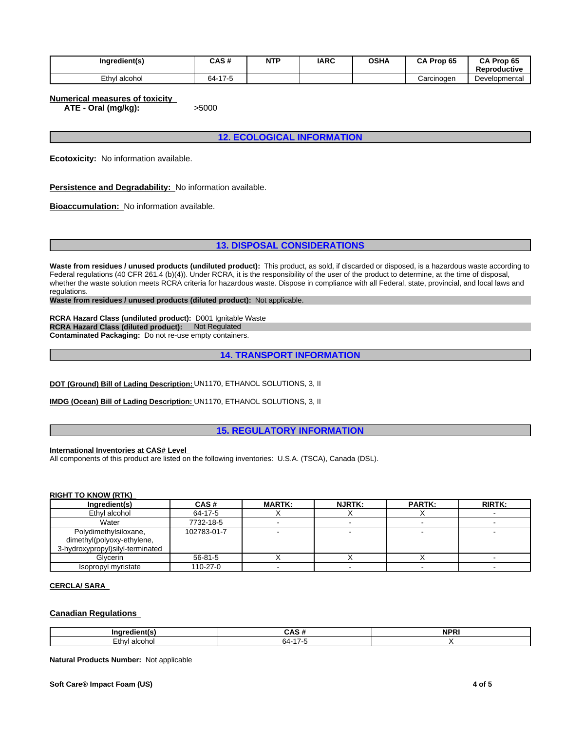| Ingredient(s) | CAS # | NTP | IARC | OSHA | CA Prop 65 | CA Prop 65 Reproductive |
|---|---|---|---|---|---|---|
| Ethyl alcohol | 64-17-5 | | | | Carcinogen | Developmental |

**Numerical measures of toxicity**

**ATE - Oral (mg/kg):** >5000

## 12. ECOLOGICAL INFORMATION

**Ecotoxicity:** No information available.

**Persistence and Degradability:** No information available.

**Bioaccumulation:** No information available.

## 13. DISPOSAL CONSIDERATIONS

**Waste from residues / unused products (undiluted product):** This product, as sold, if discarded or disposed, is a hazardous waste according to Federal regulations (40 CFR 261.4 (b)(4)). Under RCRA, it is the responsibility of the user of the product to determine, at the time of disposal, whether the waste solution meets RCRA criteria for hazardous waste. Dispose in compliance with all Federal, state, provincial, and local laws and regulations.

**Waste from residues / unused products (diluted product):** Not applicable.

**RCRA Hazard Class (undiluted product):** D001 Ignitable Waste

**RCRA Hazard Class (diluted product):** Not Regulated

**Contaminated Packaging:** Do not re-use empty containers.

## 14. TRANSPORT INFORMATION

**DOT (Ground) Bill of Lading Description:** UN1170, ETHANOL SOLUTIONS, 3, II

**IMDG (Ocean) Bill of Lading Description:** UN1170, ETHANOL SOLUTIONS, 3, II

## 15. REGULATORY INFORMATION

**International Inventories at CAS# Level**

All components of this product are listed on the following inventories: U.S.A. (TSCA), Canada (DSL).

**RIGHT TO KNOW (RTK)**

| Ingredient(s) | CAS # | MARTK: | NJRTK: | PARTK: | RIRTK: |
|---|---|---|---|---|---|
| Ethyl alcohol | 64-17-5 | X | X | X | - |
| Water | 7732-18-5 | - | - | - | - |
| Polydimethylsiloxane, dimethyl(polyoxy-ethylene, 3-hydroxypropyl)silyl-terminated | 102783-01-7 | - | - | - | - |
| Glycerin | 56-81-5 | X | X | X | - |
| Isopropyl myristate | 110-27-0 | - | - | - | - |

**CERCLA/ SARA**

**Canadian Regulations**

| Ingredient(s) | CAS # | NPRI |
|---|---|---|
| Ethyl alcohol | 64-17-5 | X |

**Natural Products Number:** Not applicable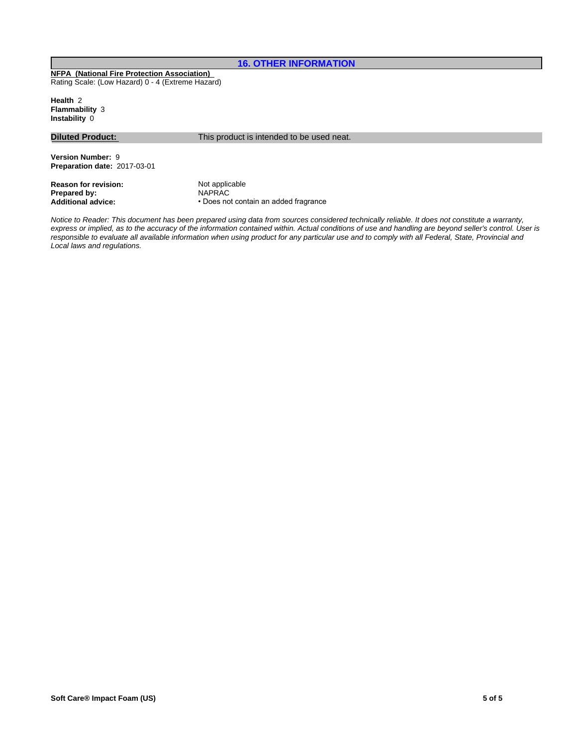## 16. OTHER INFORMATION

**NFPA (National Fire Protection Association)**
Rating Scale: (Low Hazard) 0 - 4 (Extreme Hazard)

**Health** 2
**Flammability** 3
**Instability** 0

**Diluted Product:** This product is intended to be used neat.

**Version Number:** 9
**Preparation date:** 2017-03-01

**Reason for revision:** Not applicable
**Prepared by:** NAPRAC
**Additional advice:** • Does not contain an added fragrance

*Notice to Reader: This document has been prepared using data from sources considered technically reliable. It does not constitute a warranty, express or implied, as to the accuracy of the information contained within. Actual conditions of use and handling are beyond seller's control. User is responsible to evaluate all available information when using product for any particular use and to comply with all Federal, State, Provincial and Local laws and regulations.*